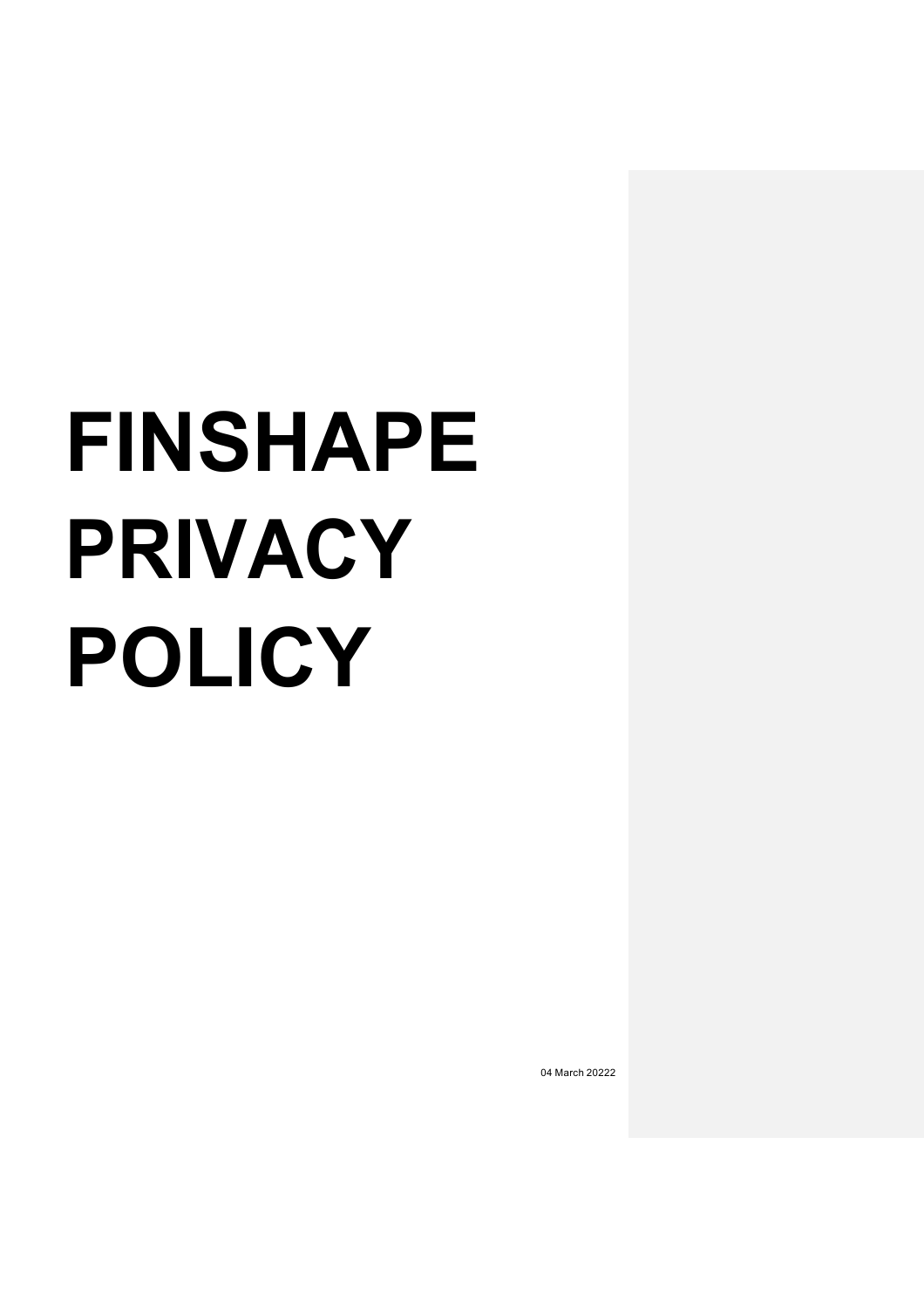# FINSHAPE PRIVACY POLICY

04 March 20222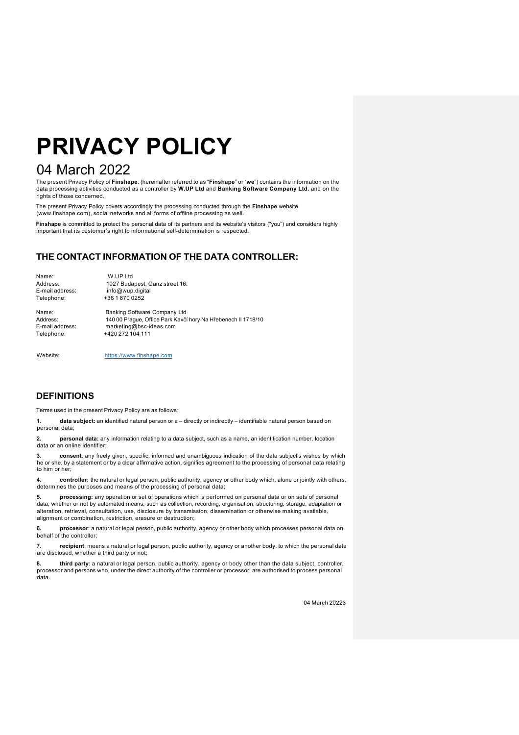# PRIVACY POLICY

## 04 March 2022

The present Privacy Policy of **Finshape.** (hereinafter referred to as "**Finshape**" or "**we**") contains the information on the data processing activities conducted as a controller by **W.UP Ltd** and **Banking Software Company Ltd.** and on the rights of those concerned.

The present Privacy Policy covers accordingly the processing conducted through the **Finshape** website (www.finshape.com), social networks and all forms of offline processing as well.

**Finshape** is committed to protect the personal data of its partners and its website's visitors ("you") and considers highly important that its customer's right to informational self-determination is respected.

## THE CONTACT INFORMATION OF THE DATA CONTROLLER:

Name: W.UP Ltd
Address: 1027 Budapest, Ganz street 16.
E-mail address: info@wup.digital
Telephone: +36 1 870 0252

Name: Banking Software Company Ltd
Address: 140 00 Prague, Office Park Kavčí hory Na Hřebenech II 1718/10
E-mail address: marketing@bsc-ideas.com
Telephone: +420 272 104 111

Website: https://www.finshape.com

## DEFINITIONS

Terms used in the present Privacy Policy are as follows:

1. **data subject:** an identified natural person or a – directly or indirectly – identifiable natural person based on personal data;

2. **personal data:** any information relating to a data subject, such as a name, an identification number, location data or an online identifier;

3. **consent**: any freely given, specific, informed and unambiguous indication of the data subject's wishes by which he or she, by a statement or by a clear affirmative action, signifies agreement to the processing of personal data relating to him or her;

4. **controller:** the natural or legal person, public authority, agency or other body which, alone or jointly with others, determines the purposes and means of the processing of personal data;

5. **processing:** any operation or set of operations which is performed on personal data or on sets of personal data, whether or not by automated means, such as collection, recording, organisation, structuring, storage, adaptation or alteration, retrieval, consultation, use, disclosure by transmission, dissemination or otherwise making available, alignment or combination, restriction, erasure or destruction;

6. **processor**: a natural or legal person, public authority, agency or other body which processes personal data on behalf of the controller;

7. **recipient**: means a natural or legal person, public authority, agency or another body, to which the personal data are disclosed, whether a third party or not;

8. **third party**: a natural or legal person, public authority, agency or body other than the data subject, controller, processor and persons who, under the direct authority of the controller or processor, are authorised to process personal data.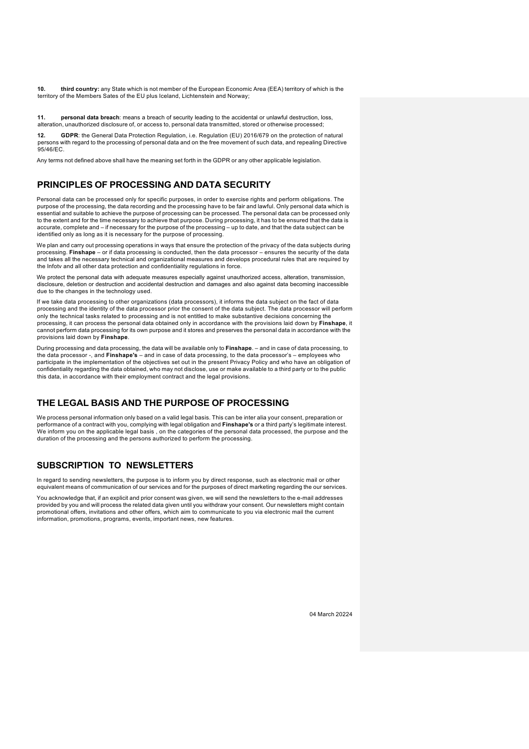**10.** **third country:** any State which is not member of the European Economic Area (EEA) territory of which is the territory of the Members Sates of the EU plus Iceland, Lichtenstein and Norway;

**11.** **personal data breach**: means a breach of security leading to the accidental or unlawful destruction, loss, alteration, unauthorized disclosure of, or access to, personal data transmitted, stored or otherwise processed;

**12.** **GDPR**: the General Data Protection Regulation, i.e. Regulation (EU) 2016/679 on the protection of natural persons with regard to the processing of personal data and on the free movement of such data, and repealing Directive 95/46/EC.

Any terms not defined above shall have the meaning set forth in the GDPR or any other applicable legislation.

## PRINCIPLES OF PROCESSING AND DATA SECURITY

Personal data can be processed only for specific purposes, in order to exercise rights and perform obligations. The purpose of the processing, the data recording and the processing have to be fair and lawful. Only personal data which is essential and suitable to achieve the purpose of processing can be processed. The personal data can be processed only to the extent and for the time necessary to achieve that purpose. During processing, it has to be ensured that the data is accurate, complete and – if necessary for the purpose of the processing – up to date, and that the data subject can be identified only as long as it is necessary for the purpose of processing.

We plan and carry out processing operations in ways that ensure the protection of the privacy of the data subjects during processing. **Finshape** – or if data processing is conducted, then the data processor – ensures the security of the data and takes all the necessary technical and organizational measures and develops procedural rules that are required by the Infotv and all other data protection and confidentiality regulations in force.

We protect the personal data with adequate measures especially against unauthorized access, alteration, transmission, disclosure, deletion or destruction and accidental destruction and damages and also against data becoming inaccessible due to the changes in the technology used.

If we take data processing to other organizations (data processors), it informs the data subject on the fact of data processing and the identity of the data processor prior the consent of the data subject. The data processor will perform only the technical tasks related to processing and is not entitled to make substantive decisions concerning the processing, it can process the personal data obtained only in accordance with the provisions laid down by **Finshape**, it cannot perform data processing for its own purpose and it stores and preserves the personal data in accordance with the provisions laid down by **Finshape**.

During processing and data processing, the data will be available only to **Finshape**. – and in case of data processing, to the data processor -, and **Finshape's** – and in case of data processing, to the data processor's – employees who participate in the implementation of the objectives set out in the present Privacy Policy and who have an obligation of confidentiality regarding the data obtained, who may not disclose, use or make available to a third party or to the public this data, in accordance with their employment contract and the legal provisions.

## THE LEGAL BASIS AND THE PURPOSE OF PROCESSING

We process personal information only based on a valid legal basis. This can be inter alia your consent, preparation or performance of a contract with you, complying with legal obligation and **Finshape's** or a third party's legitimate interest. We inform you on the applicable legal basis , on the categories of the personal data processed, the purpose and the duration of the processing and the persons authorized to perform the processing.

## SUBSCRIPTION TO NEWSLETTERS

In regard to sending newsletters, the purpose is to inform you by direct response, such as electronic mail or other equivalent means of communication of our services and for the purposes of direct marketing regarding the our services.

You acknowledge that, if an explicit and prior consent was given, we will send the newsletters to the e-mail addresses provided by you and will process the related data given until you withdraw your consent. Our newsletters might contain promotional offers, invitations and other offers, which aim to communicate to you via electronic mail the current information, promotions, programs, events, important news, new features.

04 March 20224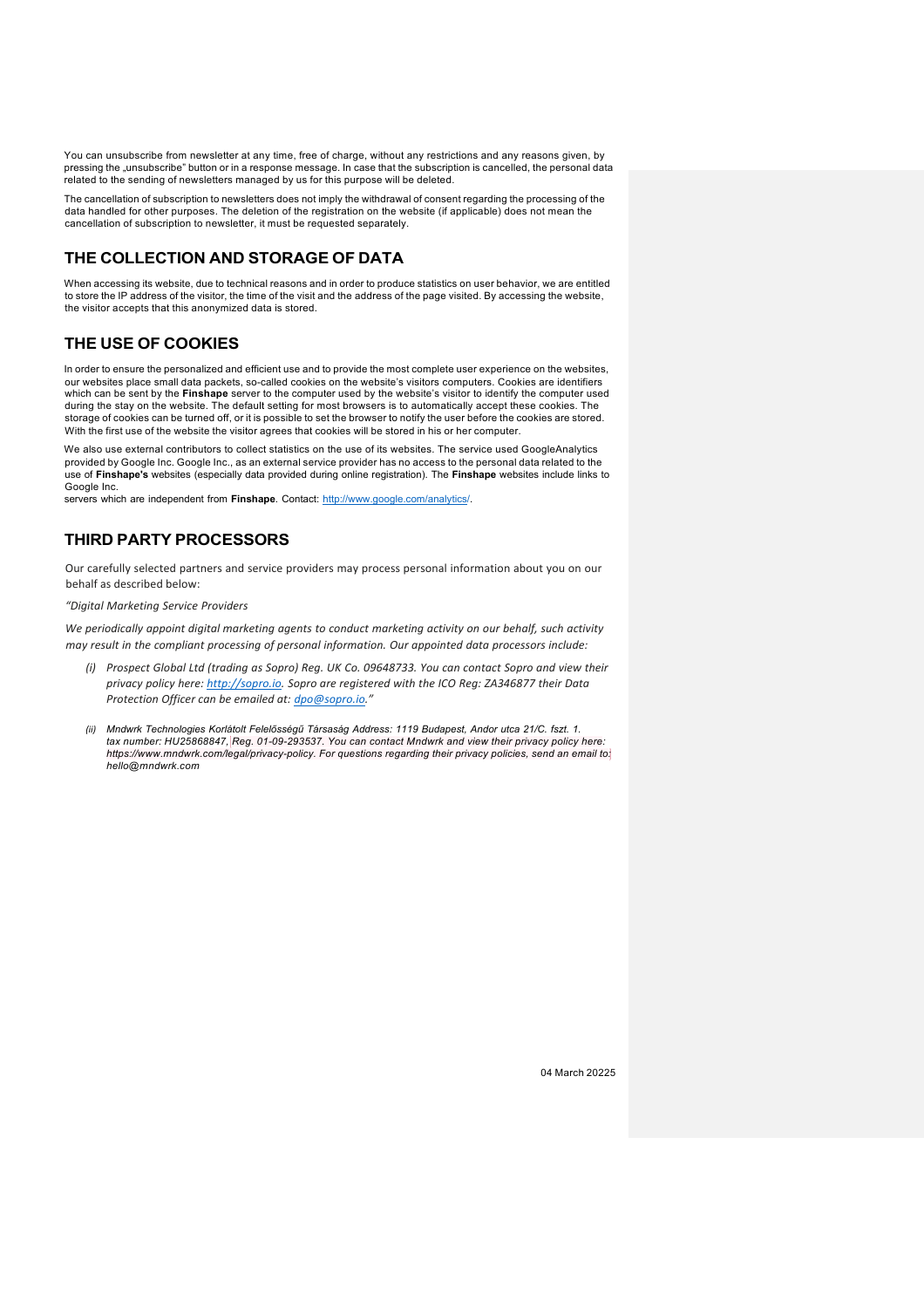You can unsubscribe from newsletter at any time, free of charge, without any restrictions and any reasons given, by pressing the „unsubscribe" button or in a response message. In case that the subscription is cancelled, the personal data related to the sending of newsletters managed by us for this purpose will be deleted.

The cancellation of subscription to newsletters does not imply the withdrawal of consent regarding the processing of the data handled for other purposes. The deletion of the registration on the website (if applicable) does not mean the cancellation of subscription to newsletter, it must be requested separately.

## THE COLLECTION AND STORAGE OF DATA

When accessing its website, due to technical reasons and in order to produce statistics on user behavior, we are entitled to store the IP address of the visitor, the time of the visit and the address of the page visited. By accessing the website, the visitor accepts that this anonymized data is stored.

## THE USE OF COOKIES

In order to ensure the personalized and efficient use and to provide the most complete user experience on the websites, our websites place small data packets, so-called cookies on the website's visitors computers. Cookies are identifiers which can be sent by the **Finshape** server to the computer used by the website's visitor to identify the computer used during the stay on the website. The default setting for most browsers is to automatically accept these cookies. The storage of cookies can be turned off, or it is possible to set the browser to notify the user before the cookies are stored. With the first use of the website the visitor agrees that cookies will be stored in his or her computer.

We also use external contributors to collect statistics on the use of its websites. The service used GoogleAnalytics provided by Google Inc. Google Inc., as an external service provider has no access to the personal data related to the use of **Finshape's** websites (especially data provided during online registration). The **Finshape** websites include links to Google Inc.
servers which are independent from **Finshape**. Contact: http://www.google.com/analytics/.

## THIRD PARTY PROCESSORS

Our carefully selected partners and service providers may process personal information about you on our behalf as described below:

*"Digital Marketing Service Providers*

*We periodically appoint digital marketing agents to conduct marketing activity on our behalf, such activity may result in the compliant processing of personal information. Our appointed data processors include:*

- *(i) Prospect Global Ltd (trading as Sopro) Reg. UK Co. 09648733. You can contact Sopro and view their privacy policy here: http://sopro.io. Sopro are registered with the ICO Reg: ZA346877 their Data Protection Officer can be emailed at: dpo@sopro.io."*
- *(ii) Mndwrk Technologies Korlátolt Felelősségű Társaság Address: 1119 Budapest, Andor utca 21/C. fszt. 1. tax number: HU25868847, Reg. 01-09-293537. You can contact Mndwrk and view their privacy policy here: https://www.mndwrk.com/legal/privacy-policy. For questions regarding their privacy policies, send an email to: hello@mndwrk.com*

04 March 20225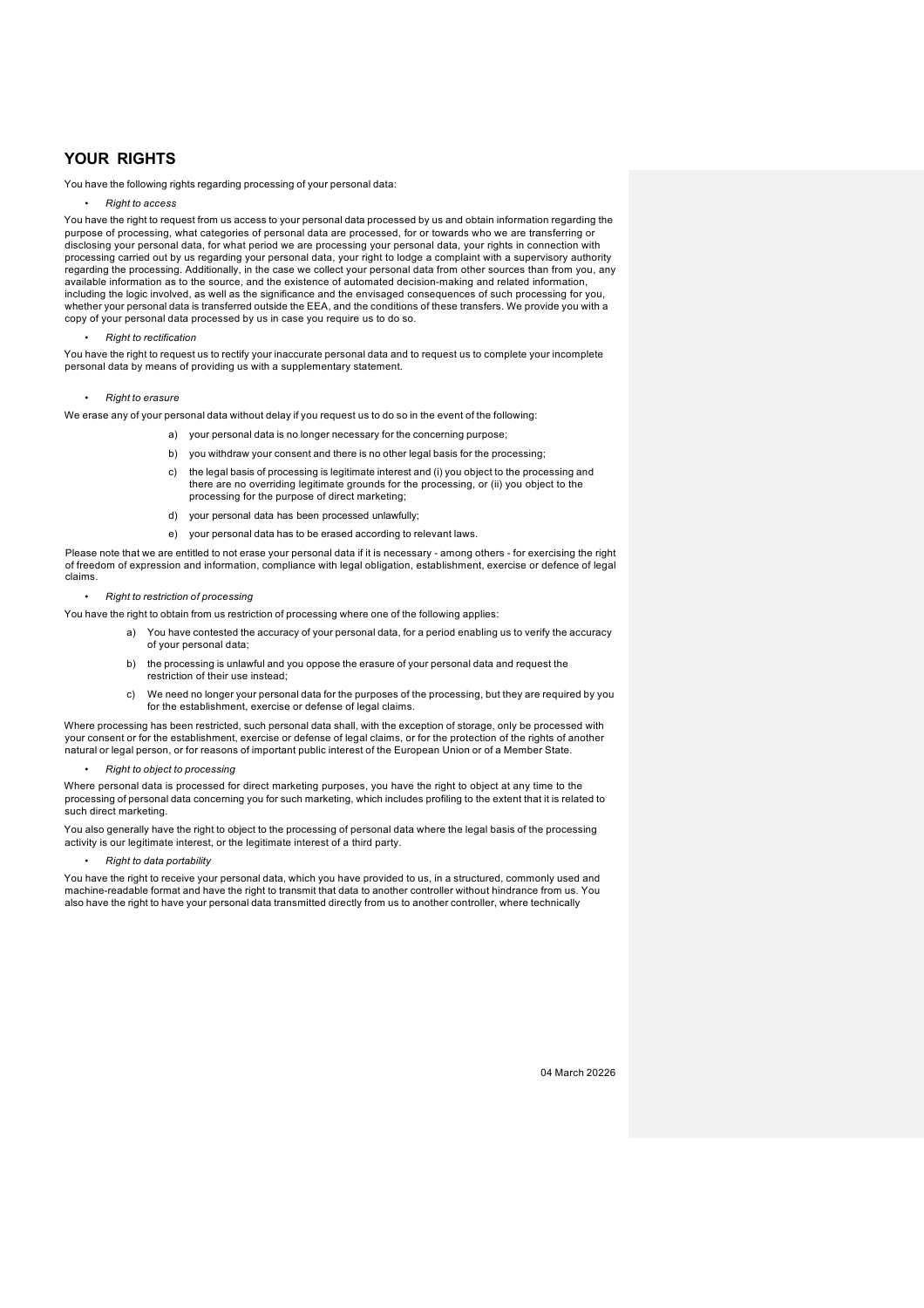## YOUR RIGHTS

You have the following rights regarding processing of your personal data:

- *Right to access*

You have the right to request from us access to your personal data processed by us and obtain information regarding the purpose of processing, what categories of personal data are processed, for or towards who we are transferring or disclosing your personal data, for what period we are processing your personal data, your rights in connection with processing carried out by us regarding your personal data, your right to lodge a complaint with a supervisory authority regarding the processing. Additionally, in the case we collect your personal data from other sources than from you, any available information as to the source, and the existence of automated decision-making and related information, including the logic involved, as well as the significance and the envisaged consequences of such processing for you, whether your personal data is transferred outside the EEA, and the conditions of these transfers. We provide you with a copy of your personal data processed by us in case you require us to do so.

- *Right to rectification*

You have the right to request us to rectify your inaccurate personal data and to request us to complete your incomplete personal data by means of providing us with a supplementary statement.

- *Right to erasure*

We erase any of your personal data without delay if you request us to do so in the event of the following:

a) your personal data is no longer necessary for the concerning purpose;

b) you withdraw your consent and there is no other legal basis for the processing;

c) the legal basis of processing is legitimate interest and (i) you object to the processing and there are no overriding legitimate grounds for the processing, or (ii) you object to the processing for the purpose of direct marketing;

d) your personal data has been processed unlawfully;

e) your personal data has to be erased according to relevant laws.

Please note that we are entitled to not erase your personal data if it is necessary - among others - for exercising the right of freedom of expression and information, compliance with legal obligation, establishment, exercise or defence of legal claims.

- *Right to restriction of processing*

You have the right to obtain from us restriction of processing where one of the following applies:

a) You have contested the accuracy of your personal data, for a period enabling us to verify the accuracy of your personal data;

b) the processing is unlawful and you oppose the erasure of your personal data and request the restriction of their use instead;

c) We need no longer your personal data for the purposes of the processing, but they are required by you for the establishment, exercise or defense of legal claims.

Where processing has been restricted, such personal data shall, with the exception of storage, only be processed with your consent or for the establishment, exercise or defense of legal claims, or for the protection of the rights of another natural or legal person, or for reasons of important public interest of the European Union or of a Member State.

- *Right to object to processing*

Where personal data is processed for direct marketing purposes, you have the right to object at any time to the processing of personal data concerning you for such marketing, which includes profiling to the extent that it is related to such direct marketing.

You also generally have the right to object to the processing of personal data where the legal basis of the processing activity is our legitimate interest, or the legitimate interest of a third party.

- *Right to data portability*

You have the right to receive your personal data, which you have provided to us, in a structured, commonly used and machine-readable format and have the right to transmit that data to another controller without hindrance from us. You also have the right to have your personal data transmitted directly from us to another controller, where technically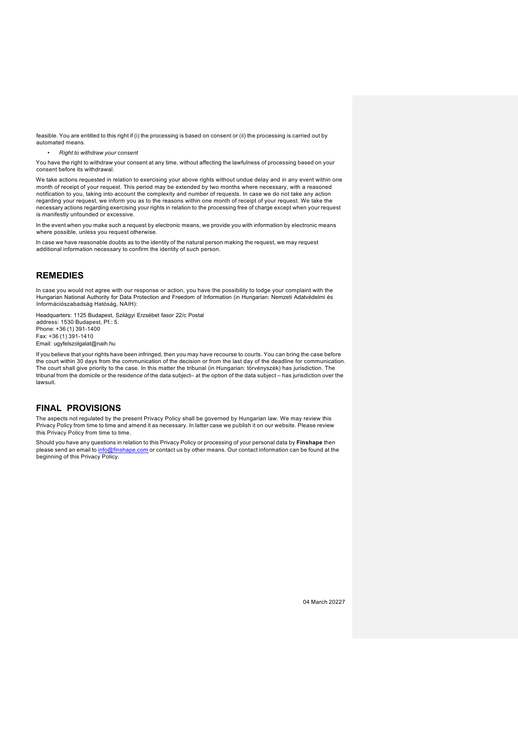feasible. You are entitled to this right if (i) the processing is based on consent or (ii) the processing is carried out by automated means.

- *Right to withdraw your consent*

You have the right to withdraw your consent at any time, without affecting the lawfulness of processing based on your consent before its withdrawal.

We take actions requested in relation to exercising your above rights without undue delay and in any event within one month of receipt of your request. This period may be extended by two months where necessary, with a reasoned notification to you, taking into account the complexity and number of requests. In case we do not take any action regarding your request, we inform you as to the reasons within one month of receipt of your request. We take the necessary actions regarding exercising your rights in relation to the processing free of charge except when your request is manifestly unfounded or excessive.

In the event when you make such a request by electronic means, we provide you with information by electronic means where possible, unless you request otherwise.

In case we have reasonable doubts as to the identity of the natural person making the request, we may request additional information necessary to confirm the identity of such person.

## REMEDIES

In case you would not agree with our response or action, you have the possibility to lodge your complaint with the Hungarian National Authority for Data Protection and Freedom of Information (in Hungarian: Nemzeti Adatvédelmi és Információszabadság Hatóság, NAIH):

Headquarters: 1125 Budapest, Szilágyi Erzsébet fasor 22/c Postal address: 1530 Budapest, Pf.: 5.
Phone: +36 (1) 391-1400
Fax: +36 (1) 391-1410
Email: ugyfelszolgalat@naih.hu

If you believe that your rights have been infringed, then you may have recourse to courts. You can bring the case before the court within 30 days from the communication of the decision or from the last day of the deadline for communication. The court shall give priority to the case. In this matter the tribunal (in Hungarian: törvényszék) has jurisdiction. The tribunal from the domicile or the residence of the data subject– at the option of the data subject – has jurisdiction over the lawsuit.

## FINAL PROVISIONS

The aspects not regulated by the present Privacy Policy shall be governed by Hungarian law. We may review this Privacy Policy from time to time and amend it as necessary. In latter case we publish it on our website. Please review this Privacy Policy from time to time.

Should you have any questions in relation to this Privacy Policy or processing of your personal data by **Finshape** then please send an email to info@finshape.com or contact us by other means. Our contact information can be found at the beginning of this Privacy Policy.

04 March 20227